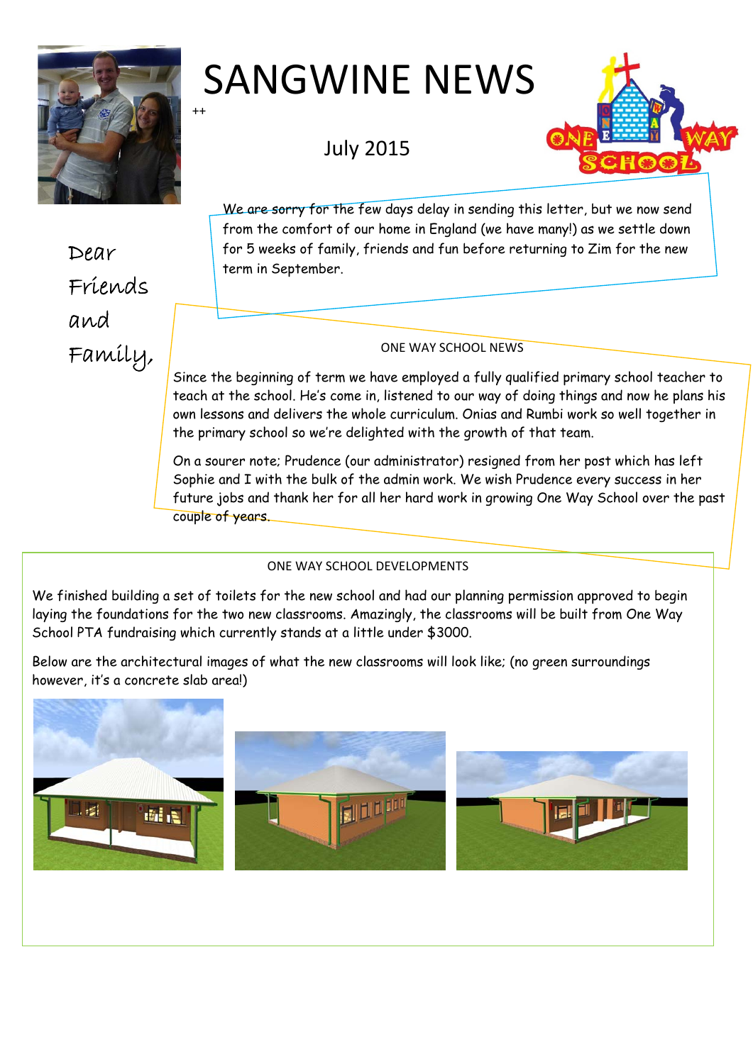# SANGWINE NEWS

++

July 2015

Dear Friends and Family,

We are sorry for the few days delay in sending this letter, but we now send from the comfort of our home in England (we have many!) as we settle down for 5 weeks of family, friends and fun before returning to Zim for the new term in September.

## ONE WAY SCHOOL NEWS

Since the beginning of term we have employed a fully qualified primary school teacher to teach at the school. He's come in, listened to our way of doing things and now he plans his own lessons and delivers the whole curriculum. Onias and Rumbi work so well together in the primary school so we're delighted with the growth of that team.

On a sourer note; Prudence (our administrator) resigned from her post which has left Sophie and I with the bulk of the admin work. We wish Prudence every success in her future jobs and thank her for all her hard work in growing One Way School over the past couple of years.

## ONE WAY SCHOOL DEVELOPMENTS

We finished building a set of toilets for the new school and had our planning permission approved to begin laying the foundations for the two new classrooms. Amazingly, the classrooms will be built from One Way School PTA fundraising which currently stands at a little under $3000.

Below are the architectural images of what the new classrooms will look like; (no green surroundings however, it's a concrete slab area!)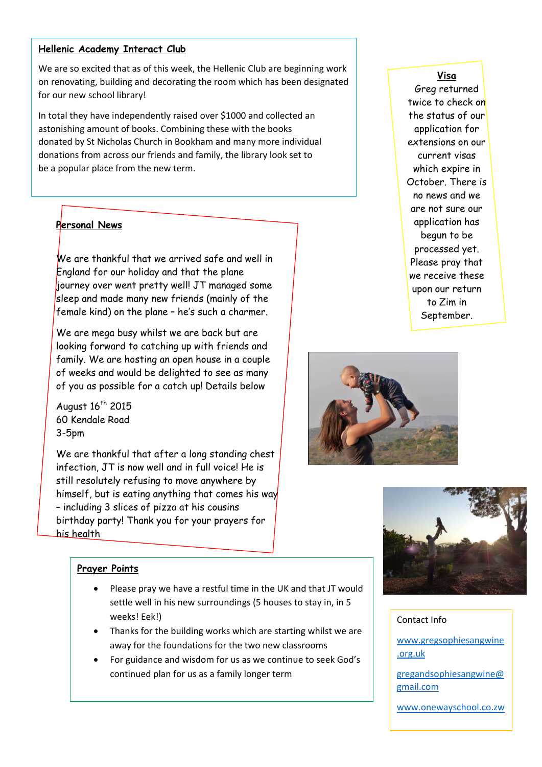## Hellenic Academy Interact Club

We are so excited that as of this week, the Hellenic Club are beginning work on renovating, building and decorating the room which has been designated for our new school library!

In total they have independently raised over $1000 and collected an astonishing amount of books. Combining these with the books donated by St Nicholas Church in Bookham and many more individual donations from across our friends and family, the library look set to be a popular place from the new term.

## Visa

Greg returned twice to check on the status of our application for extensions on our current visas which expire in October. There is no news and we are not sure our application has begun to be processed yet. Please pray that we receive these upon our return to Zim in September.

## Personal News

We are thankful that we arrived safe and well in England for our holiday and that the plane journey over went pretty well! JT managed some sleep and made many new friends (mainly of the female kind) on the plane – he's such a charmer.

We are mega busy whilst we are back but are looking forward to catching up with friends and family. We are hosting an open house in a couple of weeks and would be delighted to see as many of you as possible for a catch up! Details below

August 16th 2015
60 Kendale Road
3-5pm

We are thankful that after a long standing chest infection, JT is now well and in full voice! He is still resolutely refusing to move anywhere by himself, but is eating anything that comes his way – including 3 slices of pizza at his cousins birthday party! Thank you for your prayers for his health

## Prayer Points

- Please pray we have a restful time in the UK and that JT would settle well in his new surroundings (5 houses to stay in, in 5 weeks! Eek!)
- Thanks for the building works which are starting whilst we are away for the foundations for the two new classrooms
- For guidance and wisdom for us as we continue to seek God's continued plan for us as a family longer term

Contact Info

www.gregsophiesangwine.org.uk

gregandsophiesangwine@gmail.com

www.onewayschool.co.zw